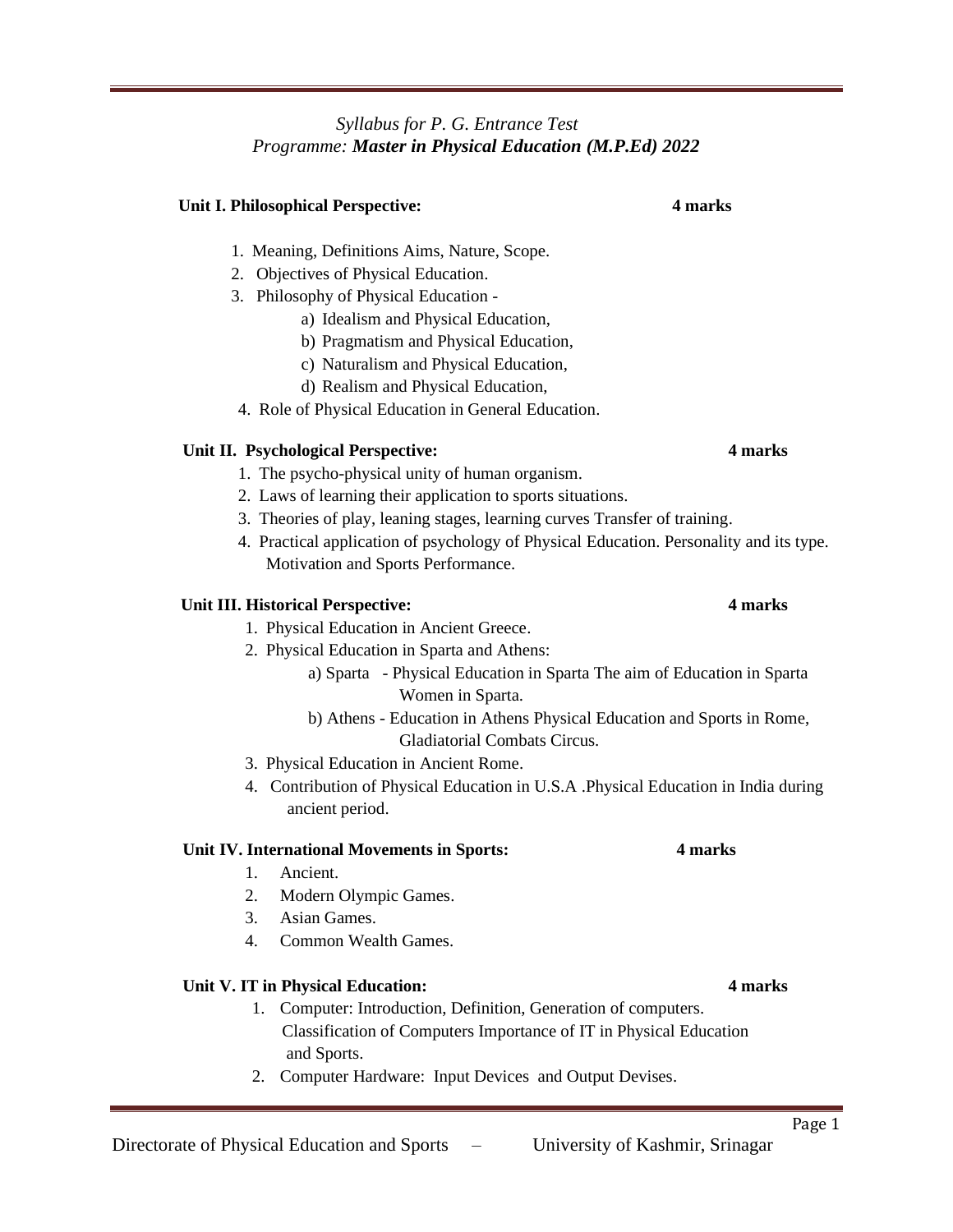*Syllabus for P. G. Entrance Test*
*Programme: **Master in Physical Education (M.P.Ed) 2022***

**Unit I. Philosophical Perspective:** **4 marks**

1. Meaning, Definitions Aims, Nature, Scope.
2. Objectives of Physical Education.
3. Philosophy of Physical Education -
   a) Idealism and Physical Education,
   b) Pragmatism and Physical Education,
   c) Naturalism and Physical Education,
   d) Realism and Physical Education,
4. Role of Physical Education in General Education.

**Unit II. Psychological Perspective:** **4 marks**

1. The psycho-physical unity of human organism.
2. Laws of learning their application to sports situations.
3. Theories of play, leaning stages, learning curves Transfer of training.
4. Practical application of psychology of Physical Education. Personality and its type. Motivation and Sports Performance.

**Unit III. Historical Perspective:** **4 marks**

1. Physical Education in Ancient Greece.
2. Physical Education in Sparta and Athens:
   a) Sparta - Physical Education in Sparta The aim of Education in Sparta Women in Sparta.
   b) Athens - Education in Athens Physical Education and Sports in Rome, Gladiatorial Combats Circus.
3. Physical Education in Ancient Rome.
4. Contribution of Physical Education in U.S.A .Physical Education in India during ancient period.

**Unit IV. International Movements in Sports:** **4 marks**

1. Ancient.
2. Modern Olympic Games.
3. Asian Games.
4. Common Wealth Games.

**Unit V. IT in Physical Education:** **4 marks**

1. Computer: Introduction, Definition, Generation of computers. Classification of Computers Importance of IT in Physical Education and Sports.
2. Computer Hardware: Input Devices and Output Devises.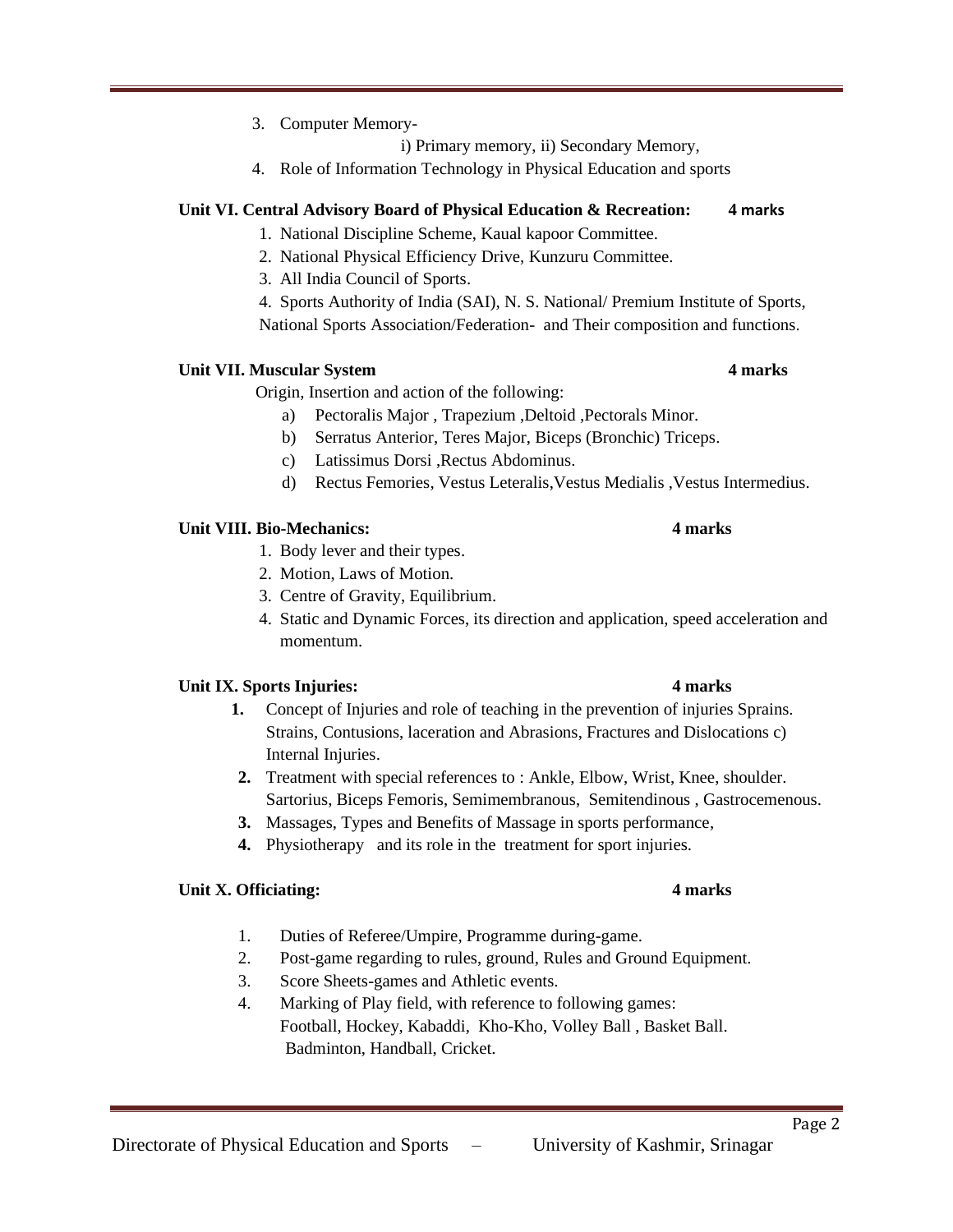3. Computer Memory-

   i) Primary memory, ii) Secondary Memory,

4. Role of Information Technology in Physical Education and sports

**Unit VI. Central Advisory Board of Physical Education & Recreation: 4 marks**

1. National Discipline Scheme, Kaual kapoor Committee.
2. National Physical Efficiency Drive, Kunzuru Committee.
3. All India Council of Sports.
4. Sports Authority of India (SAI), N. S. National/ Premium Institute of Sports, National Sports Association/Federation- and Their composition and functions.

**Unit VII. Muscular System 4 marks**

Origin, Insertion and action of the following:

a) Pectoralis Major , Trapezium ,Deltoid ,Pectorals Minor.
b) Serratus Anterior, Teres Major, Biceps (Bronchic) Triceps.
c) Latissimus Dorsi ,Rectus Abdominus.
d) Rectus Femories, Vestus Leteralis,Vestus Medialis ,Vestus Intermedius.

**Unit VIII. Bio-Mechanics: 4 marks**

1. Body lever and their types.
2. Motion, Laws of Motion.
3. Centre of Gravity, Equilibrium.
4. Static and Dynamic Forces, its direction and application, speed acceleration and momentum.

**Unit IX. Sports Injuries: 4 marks**

1. Concept of Injuries and role of teaching in the prevention of injuries Sprains. Strains, Contusions, laceration and Abrasions, Fractures and Dislocations c) Internal Injuries.
2. Treatment with special references to : Ankle, Elbow, Wrist, Knee, shoulder. Sartorius, Biceps Femoris, Semimembranous, Semitendinous , Gastrocemenous.
3. Massages, Types and Benefits of Massage in sports performance,
4. Physiotherapy and its role in the treatment for sport injuries.

**Unit X. Officiating: 4 marks**

1. Duties of Referee/Umpire, Programme during-game.
2. Post-game regarding to rules, ground, Rules and Ground Equipment.
3. Score Sheets-games and Athletic events.
4. Marking of Play field, with reference to following games: Football, Hockey, Kabaddi, Kho-Kho, Volley Ball , Basket Ball. Badminton, Handball, Cricket.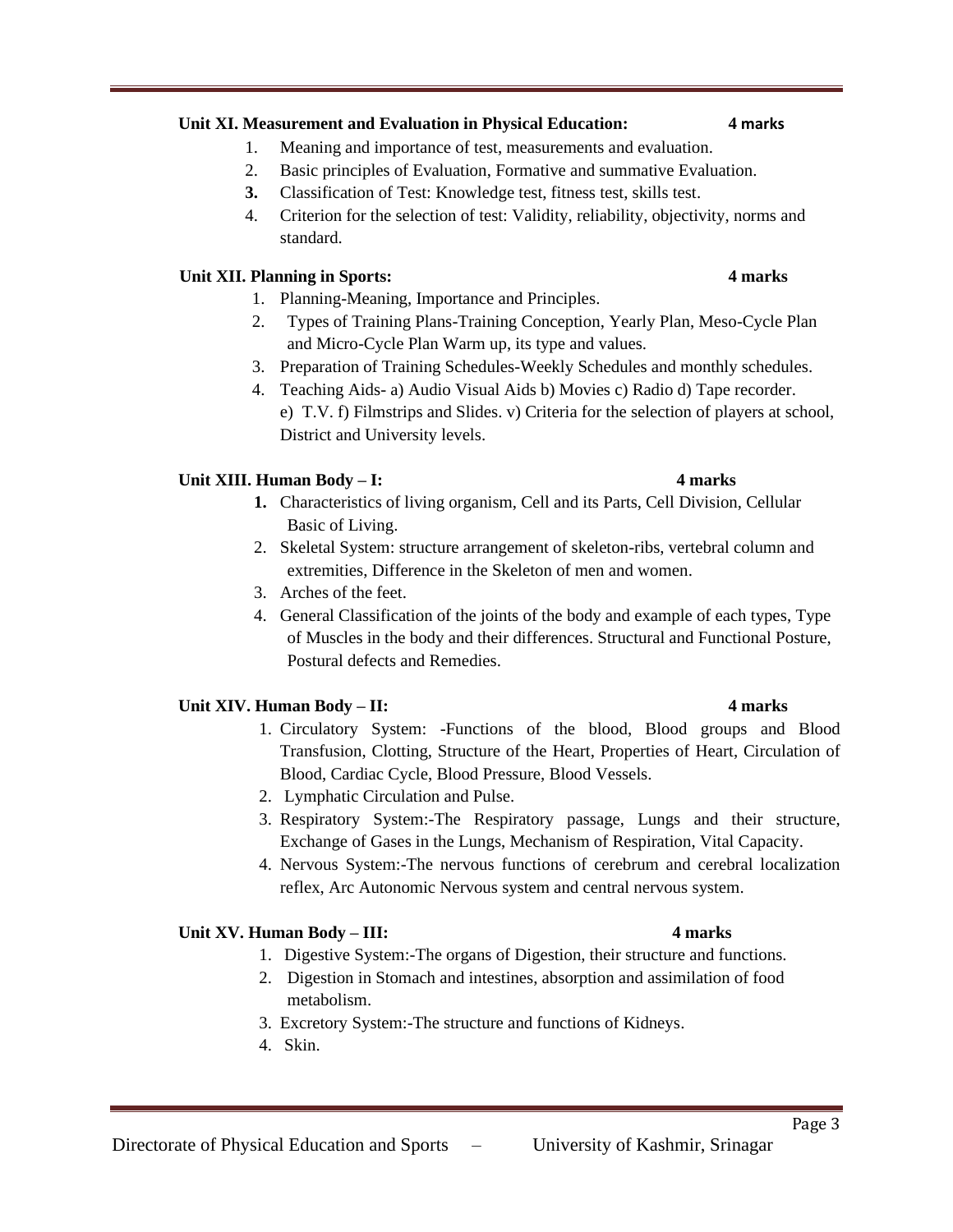**Unit XI. Measurement and Evaluation in Physical Education: 4 marks**

1. Meaning and importance of test, measurements and evaluation.
2. Basic principles of Evaluation, Formative and summative Evaluation.
3. Classification of Test: Knowledge test, fitness test, skills test.
4. Criterion for the selection of test: Validity, reliability, objectivity, norms and standard.

**Unit XII. Planning in Sports: 4 marks**

1. Planning-Meaning, Importance and Principles.
2. Types of Training Plans-Training Conception, Yearly Plan, Meso-Cycle Plan and Micro-Cycle Plan Warm up, its type and values.
3. Preparation of Training Schedules-Weekly Schedules and monthly schedules.
4. Teaching Aids- a) Audio Visual Aids b) Movies c) Radio d) Tape recorder. e) T.V. f) Filmstrips and Slides. v) Criteria for the selection of players at school, District and University levels.

**Unit XIII. Human Body – I: 4 marks**

1. Characteristics of living organism, Cell and its Parts, Cell Division, Cellular Basic of Living.
2. Skeletal System: structure arrangement of skeleton-ribs, vertebral column and extremities, Difference in the Skeleton of men and women.
3. Arches of the feet.
4. General Classification of the joints of the body and example of each types, Type of Muscles in the body and their differences. Structural and Functional Posture, Postural defects and Remedies.

**Unit XIV. Human Body – II: 4 marks**

1. Circulatory System: -Functions of the blood, Blood groups and Blood Transfusion, Clotting, Structure of the Heart, Properties of Heart, Circulation of Blood, Cardiac Cycle, Blood Pressure, Blood Vessels.
2. Lymphatic Circulation and Pulse.
3. Respiratory System:-The Respiratory passage, Lungs and their structure, Exchange of Gases in the Lungs, Mechanism of Respiration, Vital Capacity.
4. Nervous System:-The nervous functions of cerebrum and cerebral localization reflex, Arc Autonomic Nervous system and central nervous system.

**Unit XV. Human Body – III: 4 marks**

1. Digestive System:-The organs of Digestion, their structure and functions.
2. Digestion in Stomach and intestines, absorption and assimilation of food metabolism.
3. Excretory System:-The structure and functions of Kidneys.
4. Skin.